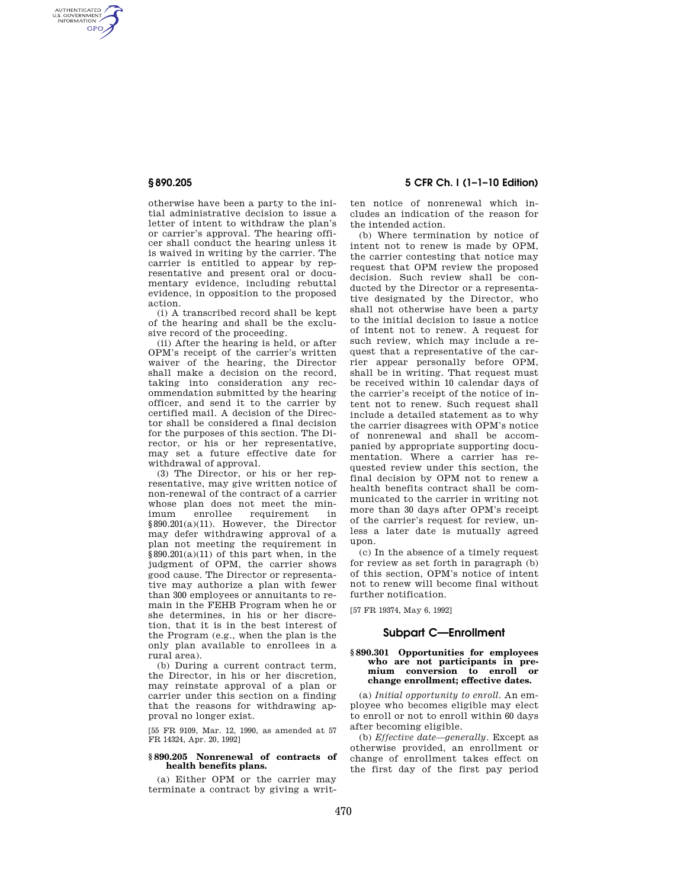otherwise have been a party to the initial administrative decision to issue a letter of intent to withdraw the plan's or carrier's approval. The hearing officer shall conduct the hearing unless it is waived in writing by the carrier. The carrier is entitled to appear by representative and present oral or documentary evidence, including rebuttal evidence, in opposition to the proposed action.

(i) A transcribed record shall be kept of the hearing and shall be the exclusive record of the proceeding.

(ii) After the hearing is held, or after OPM's receipt of the carrier's written waiver of the hearing, the Director shall make a decision on the record, taking into consideration any recommendation submitted by the hearing officer, and send it to the carrier by certified mail. A decision of the Director shall be considered a final decision for the purposes of this section. The Director, or his or her representative, may set a future effective date for withdrawal of approval.

(3) The Director, or his or her representative, may give written notice of non-renewal of the contract of a carrier whose plan does not meet the minimum enrollee requirement in §890.201(a)(11). However, the Director may defer withdrawing approval of a plan not meeting the requirement in §890.201(a)(11) of this part when, in the judgment of OPM, the carrier shows good cause. The Director or representative may authorize a plan with fewer than 300 employees or annuitants to remain in the FEHB Program when he or she determines, in his or her discretion, that it is in the best interest of the Program (e.g., when the plan is the only plan available to enrollees in a rural area).

(b) During a current contract term, the Director, in his or her discretion, may reinstate approval of a plan or carrier under this section on a finding that the reasons for withdrawing approval no longer exist.

[55 FR 9109, Mar. 12, 1990, as amended at 57 FR 14324, Apr. 20, 1992]

#### § 890.205 Nonrenewal of contracts of health benefits plans.

(a) Either OPM or the carrier may terminate a contract by giving a written notice of nonrenewal which includes an indication of the reason for the intended action.

(b) Where termination by notice of intent not to renew is made by OPM, the carrier contesting that notice may request that OPM review the proposed decision. Such review shall be conducted by the Director or a representative designated by the Director, who shall not otherwise have been a party to the initial decision to issue a notice of intent not to renew. A request for such review, which may include a request that a representative of the carrier appear personally before OPM, shall be in writing. That request must be received within 10 calendar days of the carrier's receipt of the notice of intent not to renew. Such request shall include a detailed statement as to why the carrier disagrees with OPM's notice of nonrenewal and shall be accompanied by appropriate supporting documentation. Where a carrier has requested review under this section, the final decision by OPM not to renew a health benefits contract shall be communicated to the carrier in writing not more than 30 days after OPM's receipt of the carrier's request for review, unless a later date is mutually agreed upon.

(c) In the absence of a timely request for review as set forth in paragraph (b) of this section, OPM's notice of intent not to renew will become final without further notification.

[57 FR 19374, May 6, 1992]

## Subpart C—Enrollment

#### § 890.301 Opportunities for employees who are not participants in premium conversion to enroll or change enrollment; effective dates.

(a) *Initial opportunity to enroll.* An employee who becomes eligible may elect to enroll or not to enroll within 60 days after becoming eligible.

(b) *Effective date—generally.* Except as otherwise provided, an enrollment or change of enrollment takes effect on the first day of the first pay period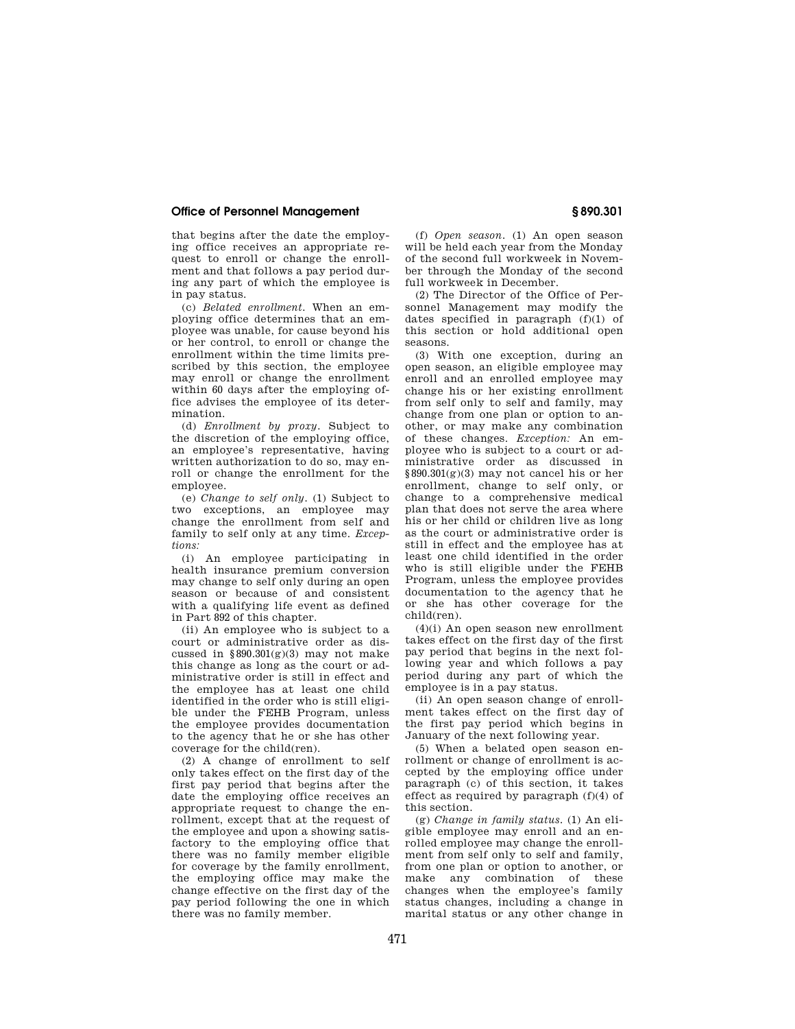that begins after the date the employing office receives an appropriate request to enroll or change the enrollment and that follows a pay period during any part of which the employee is in pay status.

(c) *Belated enrollment.* When an employing office determines that an employee was unable, for cause beyond his or her control, to enroll or change the enrollment within the time limits prescribed by this section, the employee may enroll or change the enrollment within 60 days after the employing office advises the employee of its determination.

(d) *Enrollment by proxy.* Subject to the discretion of the employing office, an employee's representative, having written authorization to do so, may enroll or change the enrollment for the employee.

(e) *Change to self only.* (1) Subject to two exceptions, an employee may change the enrollment from self and family to self only at any time. *Exceptions:*

(i) An employee participating in health insurance premium conversion may change to self only during an open season or because of and consistent with a qualifying life event as defined in Part 892 of this chapter.

(ii) An employee who is subject to a court or administrative order as discussed in §890.301(g)(3) may not make this change as long as the court or administrative order is still in effect and the employee has at least one child identified in the order who is still eligible under the FEHB Program, unless the employee provides documentation to the agency that he or she has other coverage for the child(ren).

(2) A change of enrollment to self only takes effect on the first day of the first pay period that begins after the date the employing office receives an appropriate request to change the enrollment, except that at the request of the employee and upon a showing satisfactory to the employing office that there was no family member eligible for coverage by the family enrollment, the employing office may make the change effective on the first day of the pay period following the one in which there was no family member.

(f) *Open season.* (1) An open season will be held each year from the Monday of the second full workweek in November through the Monday of the second full workweek in December.

(2) The Director of the Office of Personnel Management may modify the dates specified in paragraph (f)(1) of this section or hold additional open seasons.

(3) With one exception, during an open season, an eligible employee may enroll and an enrolled employee may change his or her existing enrollment from self only to self and family, may change from one plan or option to another, or may make any combination of these changes. *Exception:* An employee who is subject to a court or administrative order as discussed in §890.301(g)(3) may not cancel his or her enrollment, change to self only, or change to a comprehensive medical plan that does not serve the area where his or her child or children live as long as the court or administrative order is still in effect and the employee has at least one child identified in the order who is still eligible under the FEHB Program, unless the employee provides documentation to the agency that he or she has other coverage for the child(ren).

(4)(i) An open season new enrollment takes effect on the first day of the first pay period that begins in the next following year and which follows a pay period during any part of which the employee is in a pay status.

(ii) An open season change of enrollment takes effect on the first day of the first pay period which begins in January of the next following year.

(5) When a belated open season enrollment or change of enrollment is accepted by the employing office under paragraph (c) of this section, it takes effect as required by paragraph (f)(4) of this section.

(g) *Change in family status.* (1) An eligible employee may enroll and an enrolled employee may change the enrollment from self only to self and family, from one plan or option to another, or make any combination of these changes when the employee's family status changes, including a change in marital status or any other change in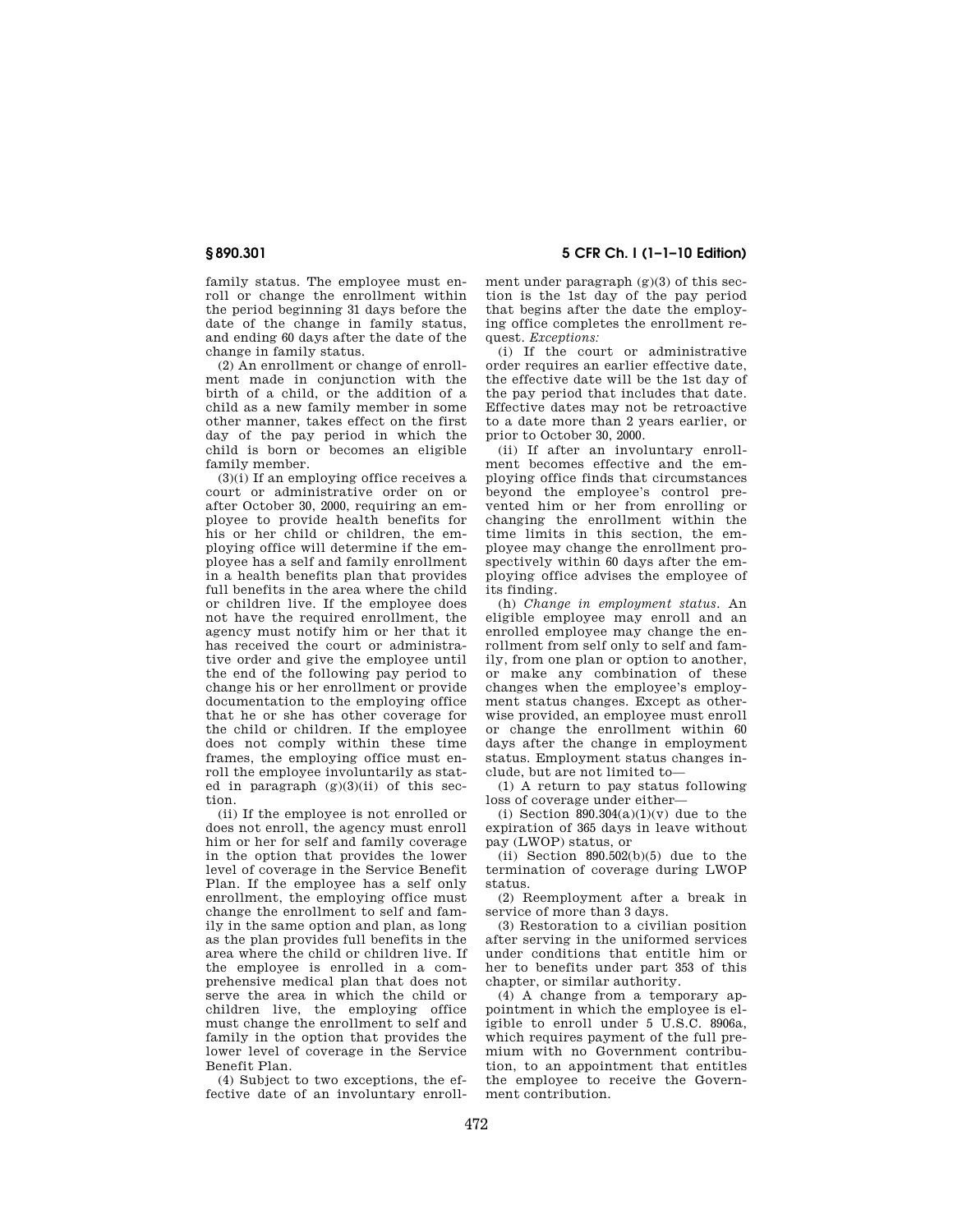family status. The employee must enroll or change the enrollment within the period beginning 31 days before the date of the change in family status, and ending 60 days after the date of the change in family status.

(2) An enrollment or change of enrollment made in conjunction with the birth of a child, or the addition of a child as a new family member in some other manner, takes effect on the first day of the pay period in which the child is born or becomes an eligible family member.

(3)(i) If an employing office receives a court or administrative order on or after October 30, 2000, requiring an employee to provide health benefits for his or her child or children, the employing office will determine if the employee has a self and family enrollment in a health benefits plan that provides full benefits in the area where the child or children live. If the employee does not have the required enrollment, the agency must notify him or her that it has received the court or administrative order and give the employee until the end of the following pay period to change his or her enrollment or provide documentation to the employing office that he or she has other coverage for the child or children. If the employee does not comply within these time frames, the employing office must enroll the employee involuntarily as stated in paragraph (g)(3)(ii) of this section.

(ii) If the employee is not enrolled or does not enroll, the agency must enroll him or her for self and family coverage in the option that provides the lower level of coverage in the Service Benefit Plan. If the employee has a self only enrollment, the employing office must change the enrollment to self and family in the same option and plan, as long as the plan provides full benefits in the area where the child or children live. If the employee is enrolled in a comprehensive medical plan that does not serve the area in which the child or children live, the employing office must change the enrollment to self and family in the option that provides the lower level of coverage in the Service Benefit Plan.

(4) Subject to two exceptions, the effective date of an involuntary enrollment under paragraph (g)(3) of this section is the 1st day of the pay period that begins after the date the employing office completes the enrollment request. *Exceptions:*

(i) If the court or administrative order requires an earlier effective date, the effective date will be the 1st day of the pay period that includes that date. Effective dates may not be retroactive to a date more than 2 years earlier, or prior to October 30, 2000.

(ii) If after an involuntary enrollment becomes effective and the employing office finds that circumstances beyond the employee's control prevented him or her from enrolling or changing the enrollment within the time limits in this section, the employee may change the enrollment prospectively within 60 days after the employing office advises the employee of its finding.

(h) *Change in employment status.* An eligible employee may enroll and an enrolled employee may change the enrollment from self only to self and family, from one plan or option to another, or make any combination of these changes when the employee's employment status changes. Except as otherwise provided, an employee must enroll or change the enrollment within 60 days after the change in employment status. Employment status changes include, but are not limited to—

(1) A return to pay status following loss of coverage under either—

(i) Section 890.304(a)(1)(v) due to the expiration of 365 days in leave without pay (LWOP) status, or

(ii) Section 890.502(b)(5) due to the termination of coverage during LWOP status.

(2) Reemployment after a break in service of more than 3 days.

(3) Restoration to a civilian position after serving in the uniformed services under conditions that entitle him or her to benefits under part 353 of this chapter, or similar authority.

(4) A change from a temporary appointment in which the employee is eligible to enroll under 5 U.S.C. 8906a, which requires payment of the full premium with no Government contribution, to an appointment that entitles the employee to receive the Government contribution.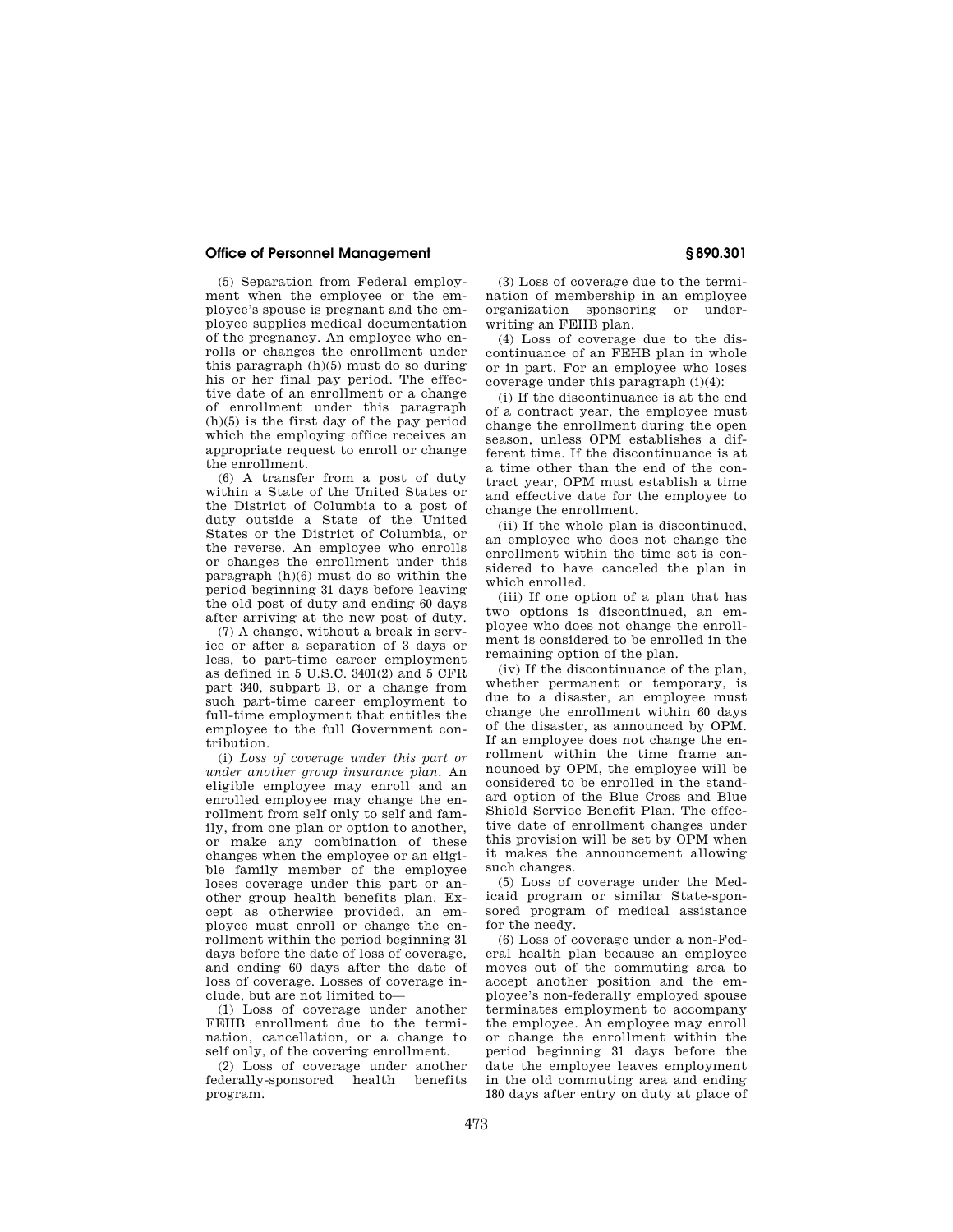(5) Separation from Federal employment when the employee or the employee's spouse is pregnant and the employee supplies medical documentation of the pregnancy. An employee who enrolls or changes the enrollment under this paragraph (h)(5) must do so during his or her final pay period. The effective date of an enrollment or a change of enrollment under this paragraph (h)(5) is the first day of the pay period which the employing office receives an appropriate request to enroll or change the enrollment.

(6) A transfer from a post of duty within a State of the United States or the District of Columbia to a post of duty outside a State of the United States or the District of Columbia, or the reverse. An employee who enrolls or changes the enrollment under this paragraph (h)(6) must do so within the period beginning 31 days before leaving the old post of duty and ending 60 days after arriving at the new post of duty.

(7) A change, without a break in service or after a separation of 3 days or less, to part-time career employment as defined in 5 U.S.C. 3401(2) and 5 CFR part 340, subpart B, or a change from such part-time career employment to full-time employment that entitles the employee to the full Government contribution.

(i) *Loss of coverage under this part or under another group insurance plan.* An eligible employee may enroll and an enrolled employee may change the enrollment from self only to self and family, from one plan or option to another, or make any combination of these changes when the employee or an eligible family member of the employee loses coverage under this part or another group health benefits plan. Except as otherwise provided, an employee must enroll or change the enrollment within the period beginning 31 days before the date of loss of coverage, and ending 60 days after the date of loss of coverage. Losses of coverage include, but are not limited to—

(1) Loss of coverage under another FEHB enrollment due to the termination, cancellation, or a change to self only, of the covering enrollment.

(2) Loss of coverage under another federally-sponsored health benefits program.

(3) Loss of coverage due to the termination of membership in an employee organization sponsoring or underwriting an FEHB plan.

(4) Loss of coverage due to the discontinuance of an FEHB plan in whole or in part. For an employee who loses coverage under this paragraph (i)(4):

(i) If the discontinuance is at the end of a contract year, the employee must change the enrollment during the open season, unless OPM establishes a different time. If the discontinuance is at a time other than the end of the contract year, OPM must establish a time and effective date for the employee to change the enrollment.

(ii) If the whole plan is discontinued, an employee who does not change the enrollment within the time set is considered to have canceled the plan in which enrolled.

(iii) If one option of a plan that has two options is discontinued, an employee who does not change the enrollment is considered to be enrolled in the remaining option of the plan.

(iv) If the discontinuance of the plan, whether permanent or temporary, is due to a disaster, an employee must change the enrollment within 60 days of the disaster, as announced by OPM. If an employee does not change the enrollment within the time frame announced by OPM, the employee will be considered to be enrolled in the standard option of the Blue Cross and Blue Shield Service Benefit Plan. The effective date of enrollment changes under this provision will be set by OPM when it makes the announcement allowing such changes.

(5) Loss of coverage under the Medicaid program or similar State-sponsored program of medical assistance for the needy.

(6) Loss of coverage under a non-Federal health plan because an employee moves out of the commuting area to accept another position and the employee's non-federally employed spouse terminates employment to accompany the employee. An employee may enroll or change the enrollment within the period beginning 31 days before the date the employee leaves employment in the old commuting area and ending 180 days after entry on duty at place of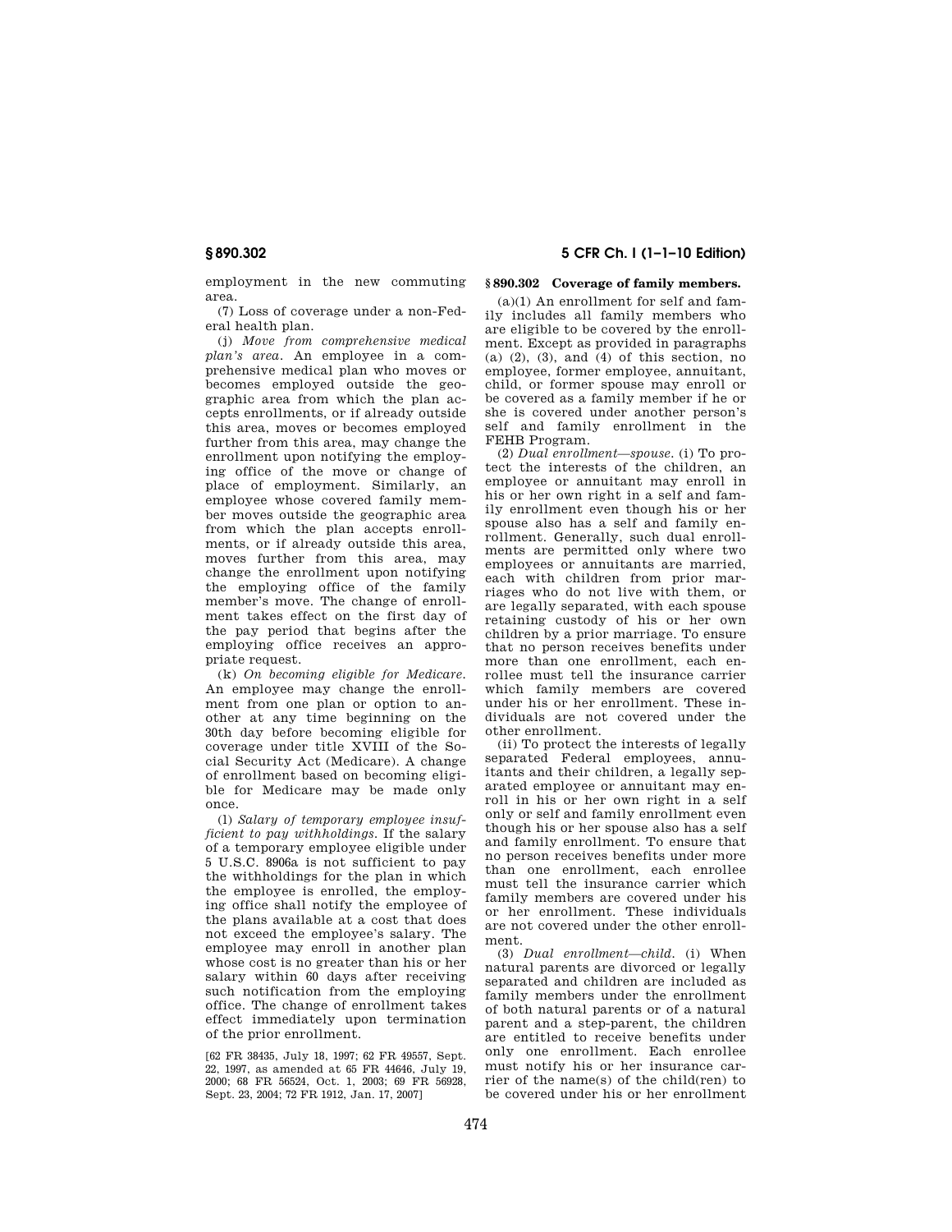employment in the new commuting area.

(7) Loss of coverage under a non-Federal health plan.

(j) *Move from comprehensive medical plan's area.* An employee in a comprehensive medical plan who moves or becomes employed outside the geographic area from which the plan accepts enrollments, or if already outside this area, moves or becomes employed further from this area, may change the enrollment upon notifying the employing office of the move or change of place of employment. Similarly, an employee whose covered family member moves outside the geographic area from which the plan accepts enrollments, or if already outside this area, moves further from this area, may change the enrollment upon notifying the employing office of the family member's move. The change of enrollment takes effect on the first day of the pay period that begins after the employing office receives an appropriate request.

(k) *On becoming eligible for Medicare.* An employee may change the enrollment from one plan or option to another at any time beginning on the 30th day before becoming eligible for coverage under title XVIII of the Social Security Act (Medicare). A change of enrollment based on becoming eligible for Medicare may be made only once.

(l) *Salary of temporary employee insufficient to pay withholdings.* If the salary of a temporary employee eligible under 5 U.S.C. 8906a is not sufficient to pay the withholdings for the plan in which the employee is enrolled, the employing office shall notify the employee of the plans available at a cost that does not exceed the employee's salary. The employee may enroll in another plan whose cost is no greater than his or her salary within 60 days after receiving such notification from the employing office. The change of enrollment takes effect immediately upon termination of the prior enrollment.

[62 FR 38435, July 18, 1997; 62 FR 49557, Sept. 22, 1997, as amended at 65 FR 44646, July 19, 2000; 68 FR 56524, Oct. 1, 2003; 69 FR 56928, Sept. 23, 2004; 72 FR 1912, Jan. 17, 2007]

### § 890.302 Coverage of family members.

(a)(1) An enrollment for self and family includes all family members who are eligible to be covered by the enrollment. Except as provided in paragraphs (a) (2), (3), and (4) of this section, no employee, former employee, annuitant, child, or former spouse may enroll or be covered as a family member if he or she is covered under another person's self and family enrollment in the FEHB Program.

(2) *Dual enrollment—spouse.* (i) To protect the interests of the children, an employee or annuitant may enroll in his or her own right in a self and family enrollment even though his or her spouse also has a self and family enrollment. Generally, such dual enrollments are permitted only where two employees or annuitants are married, each with children from prior marriages who do not live with them, or are legally separated, with each spouse retaining custody of his or her own children by a prior marriage. To ensure that no person receives benefits under more than one enrollment, each enrollee must tell the insurance carrier which family members are covered under his or her enrollment. These individuals are not covered under the other enrollment.

(ii) To protect the interests of legally separated Federal employees, annuitants and their children, a legally separated employee or annuitant may enroll in his or her own right in a self only or self and family enrollment even though his or her spouse also has a self and family enrollment. To ensure that no person receives benefits under more than one enrollment, each enrollee must tell the insurance carrier which family members are covered under his or her enrollment. These individuals are not covered under the other enrollment.

(3) *Dual enrollment—child.* (i) When natural parents are divorced or legally separated and children are included as family members under the enrollment of both natural parents or of a natural parent and a step-parent, the children are entitled to receive benefits under only one enrollment. Each enrollee must notify his or her insurance carrier of the name(s) of the child(ren) to be covered under his or her enrollment